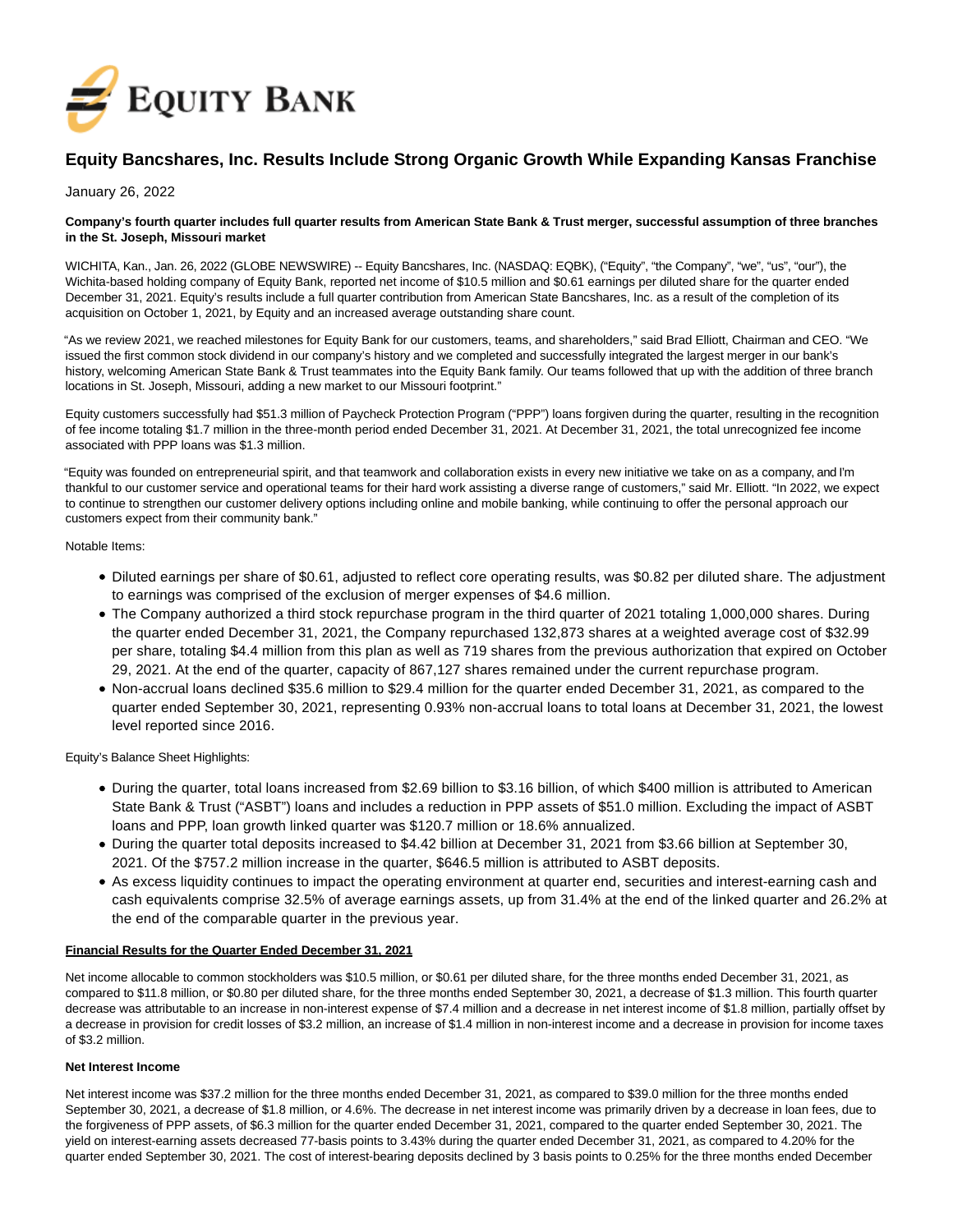# Equity Bancshares, Inc. Results Include Strong Organic Growth While Expanding Kansas Franchise

January 26, 2022

**Company's fourth quarter includes full quarter results from American State Bank & Trust merger, successful assumption of three branches in the St. Joseph, Missouri market**

WICHITA, Kan., Jan. 26, 2022 (GLOBE NEWSWIRE) -- Equity Bancshares, Inc. (NASDAQ: EQBK), ("Equity", "the Company", "we", "us", "our"), the Wichita-based holding company of Equity Bank, reported net income of $10.5 million and $0.61 earnings per diluted share for the quarter ended December 31, 2021. Equity's results include a full quarter contribution from American State Bancshares, Inc. as a result of the completion of its acquisition on October 1, 2021, by Equity and an increased average outstanding share count.

"As we review 2021, we reached milestones for Equity Bank for our customers, teams, and shareholders," said Brad Elliott, Chairman and CEO. "We issued the first common stock dividend in our company's history and we completed and successfully integrated the largest merger in our bank's history, welcoming American State Bank & Trust teammates into the Equity Bank family. Our teams followed that up with the addition of three branch locations in St. Joseph, Missouri, adding a new market to our Missouri footprint."

Equity customers successfully had $51.3 million of Paycheck Protection Program ("PPP") loans forgiven during the quarter, resulting in the recognition of fee income totaling $1.7 million in the three-month period ended December 31, 2021. At December 31, 2021, the total unrecognized fee income associated with PPP loans was $1.3 million.

"Equity was founded on entrepreneurial spirit, and that teamwork and collaboration exists in every new initiative we take on as a company, and I'm thankful to our customer service and operational teams for their hard work assisting a diverse range of customers," said Mr. Elliott. "In 2022, we expect to continue to strengthen our customer delivery options including online and mobile banking, while continuing to offer the personal approach our customers expect from their community bank."

Notable Items:

- Diluted earnings per share of $0.61, adjusted to reflect core operating results, was $0.82 per diluted share. The adjustment to earnings was comprised of the exclusion of merger expenses of $4.6 million.
- The Company authorized a third stock repurchase program in the third quarter of 2021 totaling 1,000,000 shares. During the quarter ended December 31, 2021, the Company repurchased 132,873 shares at a weighted average cost of $32.99 per share, totaling $4.4 million from this plan as well as 719 shares from the previous authorization that expired on October 29, 2021. At the end of the quarter, capacity of 867,127 shares remained under the current repurchase program.
- Non-accrual loans declined $35.6 million to $29.4 million for the quarter ended December 31, 2021, as compared to the quarter ended September 30, 2021, representing 0.93% non-accrual loans to total loans at December 31, 2021, the lowest level reported since 2016.

Equity's Balance Sheet Highlights:

- During the quarter, total loans increased from $2.69 billion to $3.16 billion, of which $400 million is attributed to American State Bank & Trust ("ASBT") loans and includes a reduction in PPP assets of $51.0 million. Excluding the impact of ASBT loans and PPP, loan growth linked quarter was $120.7 million or 18.6% annualized.
- During the quarter total deposits increased to $4.42 billion at December 31, 2021 from $3.66 billion at September 30, 2021. Of the $757.2 million increase in the quarter, $646.5 million is attributed to ASBT deposits.
- As excess liquidity continues to impact the operating environment at quarter end, securities and interest-earning cash and cash equivalents comprise 32.5% of average earnings assets, up from 31.4% at the end of the linked quarter and 26.2% at the end of the comparable quarter in the previous year.

**Financial Results for the Quarter Ended December 31, 2021**

Net income allocable to common stockholders was $10.5 million, or $0.61 per diluted share, for the three months ended December 31, 2021, as compared to $11.8 million, or $0.80 per diluted share, for the three months ended September 30, 2021, a decrease of $1.3 million. This fourth quarter decrease was attributable to an increase in non-interest expense of $7.4 million and a decrease in net interest income of $1.8 million, partially offset by a decrease in provision for credit losses of $3.2 million, an increase of $1.4 million in non-interest income and a decrease in provision for income taxes of $3.2 million.

**Net Interest Income**

Net interest income was $37.2 million for the three months ended December 31, 2021, as compared to $39.0 million for the three months ended September 30, 2021, a decrease of $1.8 million, or 4.6%. The decrease in net interest income was primarily driven by a decrease in loan fees, due to the forgiveness of PPP assets, of $6.3 million for the quarter ended December 31, 2021, compared to the quarter ended September 30, 2021. The yield on interest-earning assets decreased 77-basis points to 3.43% during the quarter ended December 31, 2021, as compared to 4.20% for the quarter ended September 30, 2021. The cost of interest-bearing deposits declined by 3 basis points to 0.25% for the three months ended December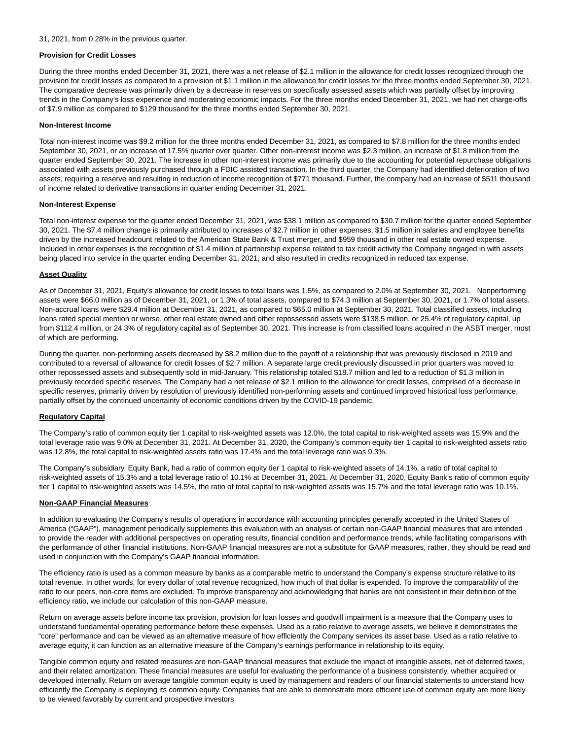31, 2021, from 0.28% in the previous quarter.

**Provision for Credit Losses**

During the three months ended December 31, 2021, there was a net release of $2.1 million in the allowance for credit losses recognized through the provision for credit losses as compared to a provision of $1.1 million in the allowance for credit losses for the three months ended September 30, 2021. The comparative decrease was primarily driven by a decrease in reserves on specifically assessed assets which was partially offset by improving trends in the Company's loss experience and moderating economic impacts. For the three months ended December 31, 2021, we had net charge-offs of $7.9 million as compared to $129 thousand for the three months ended September 30, 2021.

**Non-Interest Income**

Total non-interest income was $9.2 million for the three months ended December 31, 2021, as compared to $7.8 million for the three months ended September 30, 2021, or an increase of 17.5% quarter over quarter. Other non-interest income was $2.3 million, an increase of $1.8 million from the quarter ended September 30, 2021. The increase in other non-interest income was primarily due to the accounting for potential repurchase obligations associated with assets previously purchased through a FDIC assisted transaction. In the third quarter, the Company had identified deterioration of two assets, requiring a reserve and resulting in reduction of income recognition of $771 thousand. Further, the company had an increase of $511 thousand of income related to derivative transactions in quarter ending December 31, 2021.

**Non-Interest Expense**

Total non-interest expense for the quarter ended December 31, 2021, was $38.1 million as compared to $30.7 million for the quarter ended September 30, 2021. The $7.4 million change is primarily attributed to increases of $2.7 million in other expenses, $1.5 million in salaries and employee benefits driven by the increased headcount related to the American State Bank & Trust merger, and $959 thousand in other real estate owned expense. Included in other expenses is the recognition of $1.4 million of partnership expense related to tax credit activity the Company engaged in with assets being placed into service in the quarter ending December 31, 2021, and also resulted in credits recognized in reduced tax expense.

**Asset Quality**

As of December 31, 2021, Equity's allowance for credit losses to total loans was 1.5%, as compared to 2.0% at September 30, 2021. Nonperforming assets were $66.0 million as of December 31, 2021, or 1.3% of total assets, compared to $74.3 million at September 30, 2021, or 1.7% of total assets. Non-accrual loans were $29.4 million at December 31, 2021, as compared to $65.0 million at September 30, 2021. Total classified assets, including loans rated special mention or worse, other real estate owned and other repossessed assets were $138.5 million, or 25.4% of regulatory capital, up from $112.4 million, or 24.3% of regulatory capital as of September 30, 2021. This increase is from classified loans acquired in the ASBT merger, most of which are performing.

During the quarter, non-performing assets decreased by $8.2 million due to the payoff of a relationship that was previously disclosed in 2019 and contributed to a reversal of allowance for credit losses of $2.7 million. A separate large credit previously discussed in prior quarters was moved to other repossessed assets and subsequently sold in mid-January. This relationship totaled $18.7 million and led to a reduction of $1.3 million in previously recorded specific reserves. The Company had a net release of $2.1 million to the allowance for credit losses, comprised of a decrease in specific reserves, primarily driven by resolution of previously identified non-performing assets and continued improved historical loss performance, partially offset by the continued uncertainty of economic conditions driven by the COVID-19 pandemic.

**Regulatory Capital**

The Company's ratio of common equity tier 1 capital to risk-weighted assets was 12.0%, the total capital to risk-weighted assets was 15.9% and the total leverage ratio was 9.0% at December 31, 2021. At December 31, 2020, the Company's common equity tier 1 capital to risk-weighted assets ratio was 12.8%, the total capital to risk-weighted assets ratio was 17.4% and the total leverage ratio was 9.3%.

The Company's subsidiary, Equity Bank, had a ratio of common equity tier 1 capital to risk-weighted assets of 14.1%, a ratio of total capital to risk-weighted assets of 15.3% and a total leverage ratio of 10.1% at December 31, 2021. At December 31, 2020, Equity Bank's ratio of common equity tier 1 capital to risk-weighted assets was 14.5%, the ratio of total capital to risk-weighted assets was 15.7% and the total leverage ratio was 10.1%.

**Non-GAAP Financial Measures**

In addition to evaluating the Company's results of operations in accordance with accounting principles generally accepted in the United States of America ("GAAP"), management periodically supplements this evaluation with an analysis of certain non-GAAP financial measures that are intended to provide the reader with additional perspectives on operating results, financial condition and performance trends, while facilitating comparisons with the performance of other financial institutions. Non-GAAP financial measures are not a substitute for GAAP measures, rather, they should be read and used in conjunction with the Company's GAAP financial information.

The efficiency ratio is used as a common measure by banks as a comparable metric to understand the Company's expense structure relative to its total revenue. In other words, for every dollar of total revenue recognized, how much of that dollar is expended. To improve the comparability of the ratio to our peers, non-core items are excluded. To improve transparency and acknowledging that banks are not consistent in their definition of the efficiency ratio, we include our calculation of this non-GAAP measure.

Return on average assets before income tax provision, provision for loan losses and goodwill impairment is a measure that the Company uses to understand fundamental operating performance before these expenses. Used as a ratio relative to average assets, we believe it demonstrates the "core" performance and can be viewed as an alternative measure of how efficiently the Company services its asset base. Used as a ratio relative to average equity, it can function as an alternative measure of the Company's earnings performance in relationship to its equity.

Tangible common equity and related measures are non-GAAP financial measures that exclude the impact of intangible assets, net of deferred taxes, and their related amortization. These financial measures are useful for evaluating the performance of a business consistently, whether acquired or developed internally. Return on average tangible common equity is used by management and readers of our financial statements to understand how efficiently the Company is deploying its common equity. Companies that are able to demonstrate more efficient use of common equity are more likely to be viewed favorably by current and prospective investors.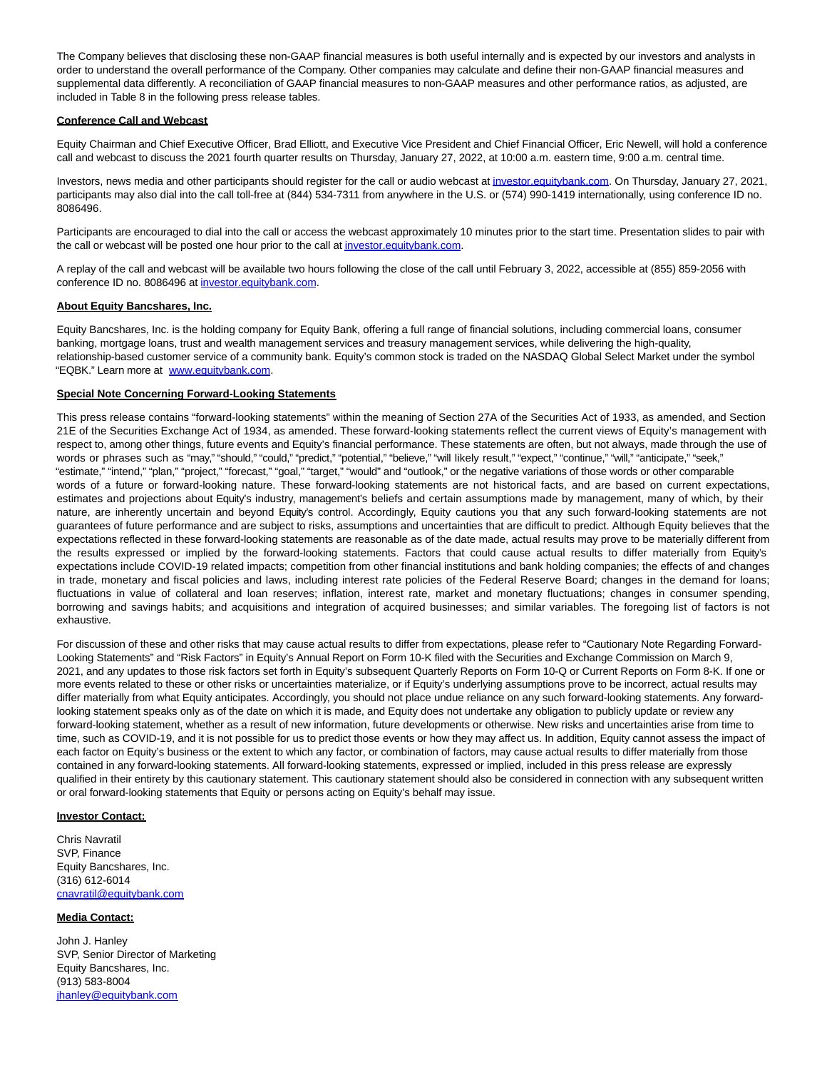The Company believes that disclosing these non-GAAP financial measures is both useful internally and is expected by our investors and analysts in order to understand the overall performance of the Company. Other companies may calculate and define their non-GAAP financial measures and supplemental data differently. A reconciliation of GAAP financial measures to non-GAAP measures and other performance ratios, as adjusted, are included in Table 8 in the following press release tables.

**Conference Call and Webcast**

Equity Chairman and Chief Executive Officer, Brad Elliott, and Executive Vice President and Chief Financial Officer, Eric Newell, will hold a conference call and webcast to discuss the 2021 fourth quarter results on Thursday, January 27, 2022, at 10:00 a.m. eastern time, 9:00 a.m. central time.

Investors, news media and other participants should register for the call or audio webcast at investor.equitybank.com. On Thursday, January 27, 2021, participants may also dial into the call toll-free at (844) 534-7311 from anywhere in the U.S. or (574) 990-1419 internationally, using conference ID no. 8086496.

Participants are encouraged to dial into the call or access the webcast approximately 10 minutes prior to the start time. Presentation slides to pair with the call or webcast will be posted one hour prior to the call at investor.equitybank.com.

A replay of the call and webcast will be available two hours following the close of the call until February 3, 2022, accessible at (855) 859-2056 with conference ID no. 8086496 at investor.equitybank.com.

**About Equity Bancshares, Inc.**

Equity Bancshares, Inc. is the holding company for Equity Bank, offering a full range of financial solutions, including commercial loans, consumer banking, mortgage loans, trust and wealth management services and treasury management services, while delivering the high-quality, relationship-based customer service of a community bank. Equity's common stock is traded on the NASDAQ Global Select Market under the symbol "EQBK." Learn more at www.equitybank.com.

**Special Note Concerning Forward-Looking Statements**

This press release contains "forward-looking statements" within the meaning of Section 27A of the Securities Act of 1933, as amended, and Section 21E of the Securities Exchange Act of 1934, as amended. These forward-looking statements reflect the current views of Equity's management with respect to, among other things, future events and Equity's financial performance. These statements are often, but not always, made through the use of words or phrases such as "may," "should," "could," "predict," "potential," "believe," "will likely result," "expect," "continue," "will," "anticipate," "seek," "estimate," "intend," "plan," "project," "forecast," "goal," "target," "would" and "outlook," or the negative variations of those words or other comparable words of a future or forward-looking nature. These forward-looking statements are not historical facts, and are based on current expectations, estimates and projections about Equity's industry, management's beliefs and certain assumptions made by management, many of which, by their nature, are inherently uncertain and beyond Equity's control. Accordingly, Equity cautions you that any such forward-looking statements are not guarantees of future performance and are subject to risks, assumptions and uncertainties that are difficult to predict. Although Equity believes that the expectations reflected in these forward-looking statements are reasonable as of the date made, actual results may prove to be materially different from the results expressed or implied by the forward-looking statements. Factors that could cause actual results to differ materially from Equity's expectations include COVID-19 related impacts; competition from other financial institutions and bank holding companies; the effects of and changes in trade, monetary and fiscal policies and laws, including interest rate policies of the Federal Reserve Board; changes in the demand for loans; fluctuations in value of collateral and loan reserves; inflation, interest rate, market and monetary fluctuations; changes in consumer spending, borrowing and savings habits; and acquisitions and integration of acquired businesses; and similar variables. The foregoing list of factors is not exhaustive.

For discussion of these and other risks that may cause actual results to differ from expectations, please refer to "Cautionary Note Regarding Forward-Looking Statements" and "Risk Factors" in Equity's Annual Report on Form 10-K filed with the Securities and Exchange Commission on March 9, 2021, and any updates to those risk factors set forth in Equity's subsequent Quarterly Reports on Form 10-Q or Current Reports on Form 8-K. If one or more events related to these or other risks or uncertainties materialize, or if Equity's underlying assumptions prove to be incorrect, actual results may differ materially from what Equity anticipates. Accordingly, you should not place undue reliance on any such forward-looking statements. Any forward-looking statement speaks only as of the date on which it is made, and Equity does not undertake any obligation to publicly update or review any forward-looking statement, whether as a result of new information, future developments or otherwise. New risks and uncertainties arise from time to time, such as COVID-19, and it is not possible for us to predict those events or how they may affect us. In addition, Equity cannot assess the impact of each factor on Equity's business or the extent to which any factor, or combination of factors, may cause actual results to differ materially from those contained in any forward-looking statements. All forward-looking statements, expressed or implied, included in this press release are expressly qualified in their entirety by this cautionary statement. This cautionary statement should also be considered in connection with any subsequent written or oral forward-looking statements that Equity or persons acting on Equity's behalf may issue.

**Investor Contact:**

Chris Navratil
SVP, Finance
Equity Bancshares, Inc.
(316) 612-6014
cnavratil@equitybank.com

**Media Contact:**

John J. Hanley
SVP, Senior Director of Marketing
Equity Bancshares, Inc.
(913) 583-8004
jhanley@equitybank.com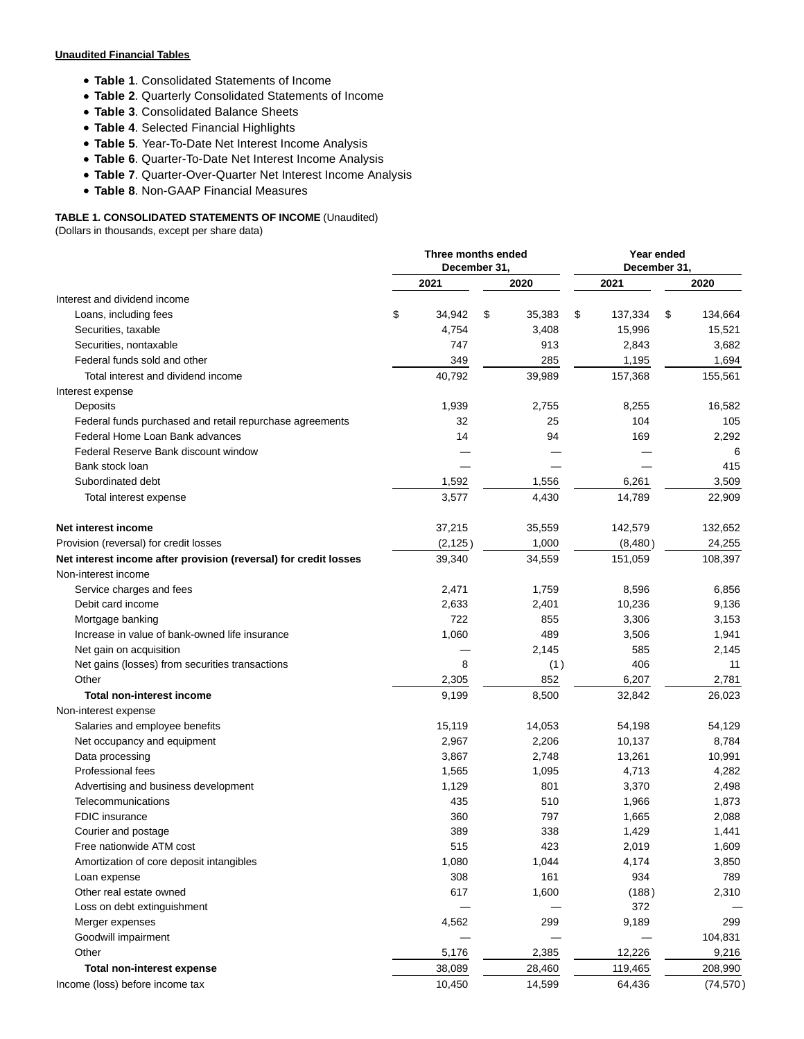**Unaudited Financial Tables**

- **Table 1**. Consolidated Statements of Income
- **Table 2**. Quarterly Consolidated Statements of Income
- **Table 3**. Consolidated Balance Sheets
- **Table 4**. Selected Financial Highlights
- **Table 5**. Year-To-Date Net Interest Income Analysis
- **Table 6**. Quarter-To-Date Net Interest Income Analysis
- **Table 7**. Quarter-Over-Quarter Net Interest Income Analysis
- **Table 8**. Non-GAAP Financial Measures

**TABLE 1. CONSOLIDATED STATEMENTS OF INCOME** (Unaudited)
(Dollars in thousands, except per share data)

| | Three months ended December 31, | | Year ended December 31, | |
|---|---|---|---|---|
| | 2021 | 2020 | 2021 | 2020 |
| Interest and dividend income | | | | |
| Loans, including fees | $ 34,942 | $ 35,383 | $ 137,334 | $ 134,664 |
| Securities, taxable | 4,754 | 3,408 | 15,996 | 15,521 |
| Securities, nontaxable | 747 | 913 | 2,843 | 3,682 |
| Federal funds sold and other | 349 | 285 | 1,195 | 1,694 |
| Total interest and dividend income | 40,792 | 39,989 | 157,368 | 155,561 |
| Interest expense | | | | |
| Deposits | 1,939 | 2,755 | 8,255 | 16,582 |
| Federal funds purchased and retail repurchase agreements | 32 | 25 | 104 | 105 |
| Federal Home Loan Bank advances | 14 | 94 | 169 | 2,292 |
| Federal Reserve Bank discount window | — | — | — | 6 |
| Bank stock loan | — | — | — | 415 |
| Subordinated debt | 1,592 | 1,556 | 6,261 | 3,509 |
| Total interest expense | 3,577 | 4,430 | 14,789 | 22,909 |
| **Net interest income** | 37,215 | 35,559 | 142,579 | 132,652 |
| Provision (reversal) for credit losses | (2,125) | 1,000 | (8,480) | 24,255 |
| **Net interest income after provision (reversal) for credit losses** | 39,340 | 34,559 | 151,059 | 108,397 |
| Non-interest income | | | | |
| Service charges and fees | 2,471 | 1,759 | 8,596 | 6,856 |
| Debit card income | 2,633 | 2,401 | 10,236 | 9,136 |
| Mortgage banking | 722 | 855 | 3,306 | 3,153 |
| Increase in value of bank-owned life insurance | 1,060 | 489 | 3,506 | 1,941 |
| Net gain on acquisition | — | 2,145 | 585 | 2,145 |
| Net gains (losses) from securities transactions | 8 | (1) | 406 | 11 |
| Other | 2,305 | 852 | 6,207 | 2,781 |
| **Total non-interest income** | 9,199 | 8,500 | 32,842 | 26,023 |
| Non-interest expense | | | | |
| Salaries and employee benefits | 15,119 | 14,053 | 54,198 | 54,129 |
| Net occupancy and equipment | 2,967 | 2,206 | 10,137 | 8,784 |
| Data processing | 3,867 | 2,748 | 13,261 | 10,991 |
| Professional fees | 1,565 | 1,095 | 4,713 | 4,282 |
| Advertising and business development | 1,129 | 801 | 3,370 | 2,498 |
| Telecommunications | 435 | 510 | 1,966 | 1,873 |
| FDIC insurance | 360 | 797 | 1,665 | 2,088 |
| Courier and postage | 389 | 338 | 1,429 | 1,441 |
| Free nationwide ATM cost | 515 | 423 | 2,019 | 1,609 |
| Amortization of core deposit intangibles | 1,080 | 1,044 | 4,174 | 3,850 |
| Loan expense | 308 | 161 | 934 | 789 |
| Other real estate owned | 617 | 1,600 | (188) | 2,310 |
| Loss on debt extinguishment | — | — | 372 | — |
| Merger expenses | 4,562 | 299 | 9,189 | 299 |
| Goodwill impairment | — | — | — | 104,831 |
| Other | 5,176 | 2,385 | 12,226 | 9,216 |
| **Total non-interest expense** | 38,089 | 28,460 | 119,465 | 208,990 |
| Income (loss) before income tax | 10,450 | 14,599 | 64,436 | (74,570) |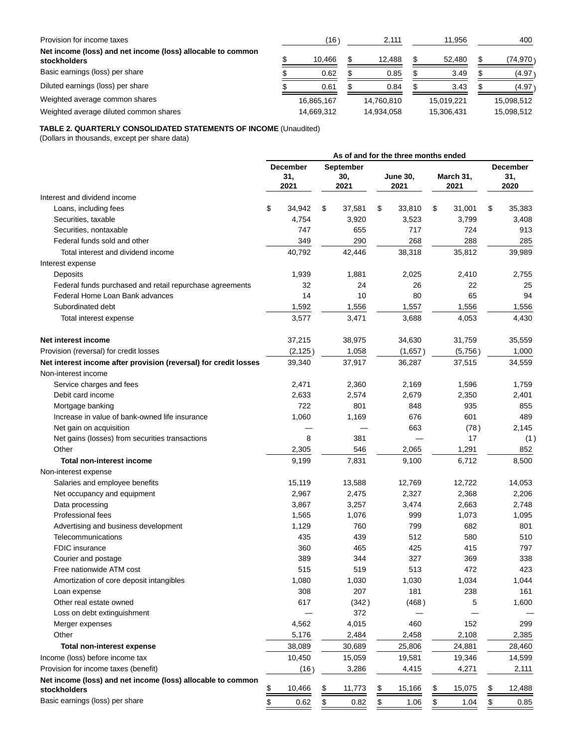| | | | | |
|---|---|---|---|---|
| Provision for income taxes | (16) | 2,111 | 11,956 | 400 |
| **Net income (loss) and net income (loss) allocable to common stockholders** | $ 10,466 | $ 12,488 | $ 52,480 | $ (74,970) |
| Basic earnings (loss) per share | $ 0.62 | $ 0.85 | $ 3.49 | $ (4.97) |
| Diluted earnings (loss) per share | $ 0.61 | $ 0.84 | $ 3.43 | $ (4.97) |
| Weighted average common shares | 16,865,167 | 14,760,810 | 15,019,221 | 15,098,512 |
| Weighted average diluted common shares | 14,669,312 | 14,934,058 | 15,306,431 | 15,098,512 |

**TABLE 2. QUARTERLY CONSOLIDATED STATEMENTS OF INCOME** (Unaudited)
(Dollars in thousands, except per share data)

| | As of and for the three months ended | | | | |
|---|---|---|---|---|---|
| | **December 31, 2021** | **September 30, 2021** | **June 30, 2021** | **March 31, 2021** | **December 31, 2020** |
| Interest and dividend income | | | | | |
| Loans, including fees | $ 34,942 | $ 37,581 | $ 33,810 | $ 31,001 | $ 35,383 |
| Securities, taxable | 4,754 | 3,920 | 3,523 | 3,799 | 3,408 |
| Securities, nontaxable | 747 | 655 | 717 | 724 | 913 |
| Federal funds sold and other | 349 | 290 | 268 | 288 | 285 |
| Total interest and dividend income | 40,792 | 42,446 | 38,318 | 35,812 | 39,989 |
| Interest expense | | | | | |
| Deposits | 1,939 | 1,881 | 2,025 | 2,410 | 2,755 |
| Federal funds purchased and retail repurchase agreements | 32 | 24 | 26 | 22 | 25 |
| Federal Home Loan Bank advances | 14 | 10 | 80 | 65 | 94 |
| Subordinated debt | 1,592 | 1,556 | 1,557 | 1,556 | 1,556 |
| Total interest expense | 3,577 | 3,471 | 3,688 | 4,053 | 4,430 |
| **Net interest income** | 37,215 | 38,975 | 34,630 | 31,759 | 35,559 |
| Provision (reversal) for credit losses | (2,125) | 1,058 | (1,657) | (5,756) | 1,000 |
| **Net interest income after provision (reversal) for credit losses** | 39,340 | 37,917 | 36,287 | 37,515 | 34,559 |
| Non-interest income | | | | | |
| Service charges and fees | 2,471 | 2,360 | 2,169 | 1,596 | 1,759 |
| Debit card income | 2,633 | 2,574 | 2,679 | 2,350 | 2,401 |
| Mortgage banking | 722 | 801 | 848 | 935 | 855 |
| Increase in value of bank-owned life insurance | 1,060 | 1,169 | 676 | 601 | 489 |
| Net gain on acquisition | — | — | 663 | (78) | 2,145 |
| Net gains (losses) from securities transactions | 8 | 381 | — | 17 | (1) |
| Other | 2,305 | 546 | 2,065 | 1,291 | 852 |
| **Total non-interest income** | 9,199 | 7,831 | 9,100 | 6,712 | 8,500 |
| Non-interest expense | | | | | |
| Salaries and employee benefits | 15,119 | 13,588 | 12,769 | 12,722 | 14,053 |
| Net occupancy and equipment | 2,967 | 2,475 | 2,327 | 2,368 | 2,206 |
| Data processing | 3,867 | 3,257 | 3,474 | 2,663 | 2,748 |
| Professional fees | 1,565 | 1,076 | 999 | 1,073 | 1,095 |
| Advertising and business development | 1,129 | 760 | 799 | 682 | 801 |
| Telecommunications | 435 | 439 | 512 | 580 | 510 |
| FDIC insurance | 360 | 465 | 425 | 415 | 797 |
| Courier and postage | 389 | 344 | 327 | 369 | 338 |
| Free nationwide ATM cost | 515 | 519 | 513 | 472 | 423 |
| Amortization of core deposit intangibles | 1,080 | 1,030 | 1,030 | 1,034 | 1,044 |
| Loan expense | 308 | 207 | 181 | 238 | 161 |
| Other real estate owned | 617 | (342) | (468) | 5 | 1,600 |
| Loss on debt extinguishment | — | 372 | — | — | — |
| Merger expenses | 4,562 | 4,015 | 460 | 152 | 299 |
| Other | 5,176 | 2,484 | 2,458 | 2,108 | 2,385 |
| **Total non-interest expense** | 38,089 | 30,689 | 25,806 | 24,881 | 28,460 |
| Income (loss) before income tax | 10,450 | 15,059 | 19,581 | 19,346 | 14,599 |
| Provision for income taxes (benefit) | (16) | 3,286 | 4,415 | 4,271 | 2,111 |
| **Net income (loss) and net income (loss) allocable to common stockholders** | $ 10,466 | $ 11,773 | $ 15,166 | $ 15,075 | $ 12,488 |
| Basic earnings (loss) per share | $ 0.62 | $ 0.82 | $ 1.06 | $ 1.04 | $ 0.85 |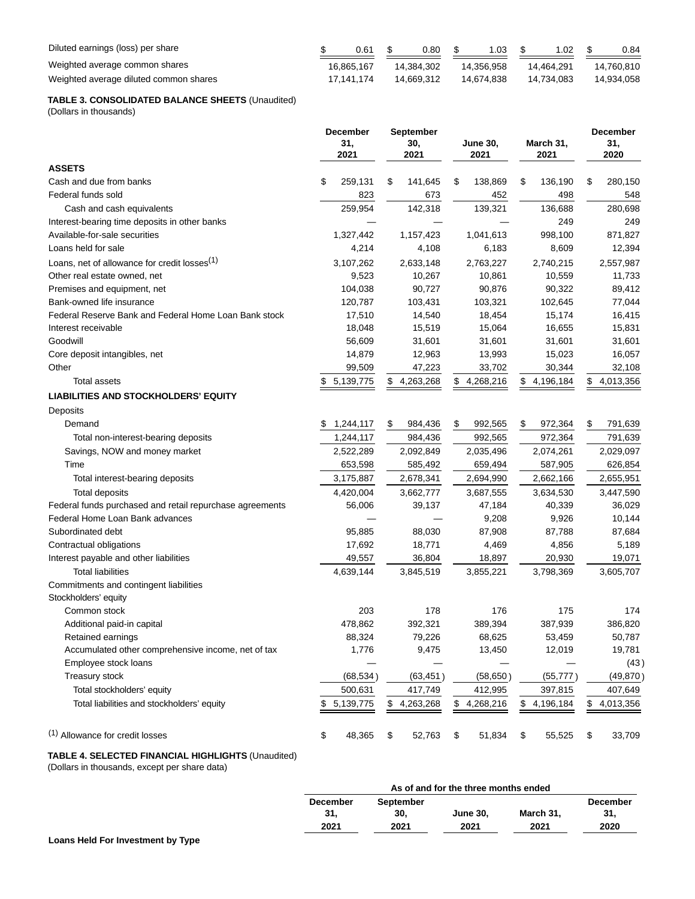| | | | | | |
|---|---|---|---|---|---|
| Diluted earnings (loss) per share | $ 0.61 | $ 0.80 | $ 1.03 | $ 1.02 | $ 0.84 |
| Weighted average common shares | 16,865,167 | 14,384,302 | 14,356,958 | 14,464,291 | 14,760,810 |
| Weighted average diluted common shares | 17,141,174 | 14,669,312 | 14,674,838 | 14,734,083 | 14,934,058 |

**TABLE 3. CONSOLIDATED BALANCE SHEETS** (Unaudited)
(Dollars in thousands)

| | December 31, 2021 | September 30, 2021 | June 30, 2021 | March 31, 2021 | December 31, 2020 |
|---|---|---|---|---|---|
| **ASSETS** | | | | | |
| Cash and due from banks | $ 259,131 | $ 141,645 | $ 138,869 | $ 136,190 | $ 280,150 |
| Federal funds sold | 823 | 673 | 452 | 498 | 548 |
| Cash and cash equivalents | 259,954 | 142,318 | 139,321 | 136,688 | 280,698 |
| Interest-bearing time deposits in other banks | — | — | — | 249 | 249 |
| Available-for-sale securities | 1,327,442 | 1,157,423 | 1,041,613 | 998,100 | 871,827 |
| Loans held for sale | 4,214 | 4,108 | 6,183 | 8,609 | 12,394 |
| Loans, net of allowance for credit losses[(1)] | 3,107,262 | 2,633,148 | 2,763,227 | 2,740,215 | 2,557,987 |
| Other real estate owned, net | 9,523 | 10,267 | 10,861 | 10,559 | 11,733 |
| Premises and equipment, net | 104,038 | 90,727 | 90,876 | 90,322 | 89,412 |
| Bank-owned life insurance | 120,787 | 103,431 | 103,321 | 102,645 | 77,044 |
| Federal Reserve Bank and Federal Home Loan Bank stock | 17,510 | 14,540 | 18,454 | 15,174 | 16,415 |
| Interest receivable | 18,048 | 15,519 | 15,064 | 16,655 | 15,831 |
| Goodwill | 56,609 | 31,601 | 31,601 | 31,601 | 31,601 |
| Core deposit intangibles, net | 14,879 | 12,963 | 13,993 | 15,023 | 16,057 |
| Other | 99,509 | 47,223 | 33,702 | 30,344 | 32,108 |
| Total assets | $ 5,139,775 | $ 4,263,268 | $ 4,268,216 | $ 4,196,184 | $ 4,013,356 |
| **LIABILITIES AND STOCKHOLDERS' EQUITY** | | | | | |
| Deposits | | | | | |
| Demand | $ 1,244,117 | $ 984,436 | $ 992,565 | $ 972,364 | $ 791,639 |
| Total non-interest-bearing deposits | 1,244,117 | 984,436 | 992,565 | 972,364 | 791,639 |
| Savings, NOW and money market | 2,522,289 | 2,092,849 | 2,035,496 | 2,074,261 | 2,029,097 |
| Time | 653,598 | 585,492 | 659,494 | 587,905 | 626,854 |
| Total interest-bearing deposits | 3,175,887 | 2,678,341 | 2,694,990 | 2,662,166 | 2,655,951 |
| Total deposits | 4,420,004 | 3,662,777 | 3,687,555 | 3,634,530 | 3,447,590 |
| Federal funds purchased and retail repurchase agreements | 56,006 | 39,137 | 47,184 | 40,339 | 36,029 |
| Federal Home Loan Bank advances | — | — | 9,208 | 9,926 | 10,144 |
| Subordinated debt | 95,885 | 88,030 | 87,908 | 87,788 | 87,684 |
| Contractual obligations | 17,692 | 18,771 | 4,469 | 4,856 | 5,189 |
| Interest payable and other liabilities | 49,557 | 36,804 | 18,897 | 20,930 | 19,071 |
| Total liabilities | 4,639,144 | 3,845,519 | 3,855,221 | 3,798,369 | 3,605,707 |
| Commitments and contingent liabilities | | | | | |
| Stockholders' equity | | | | | |
| Common stock | 203 | 178 | 176 | 175 | 174 |
| Additional paid-in capital | 478,862 | 392,321 | 389,394 | 387,939 | 386,820 |
| Retained earnings | 88,324 | 79,226 | 68,625 | 53,459 | 50,787 |
| Accumulated other comprehensive income, net of tax | 1,776 | 9,475 | 13,450 | 12,019 | 19,781 |
| Employee stock loans | — | — | — | — | (43) |
| Treasury stock | (68,534) | (63,451) | (58,650) | (55,777) | (49,870) |
| Total stockholders' equity | 500,631 | 417,749 | 412,995 | 397,815 | 407,649 |
| Total liabilities and stockholders' equity | $ 5,139,775 | $ 4,263,268 | $ 4,268,216 | $ 4,196,184 | $ 4,013,356 |
| | | | | | |
| [(1)] Allowance for credit losses | $ 48,365 | $ 52,763 | $ 51,834 | $ 55,525 | $ 33,709 |

**TABLE 4. SELECTED FINANCIAL HIGHLIGHTS** (Unaudited)
(Dollars in thousands, except per share data)

| | As of and for the three months ended | | | | |
|---|---|---|---|---|---|
| | December 31, 2021 | September 30, 2021 | June 30, 2021 | March 31, 2021 | December 31, 2020 |
| **Loans Held For Investment by Type** | | | | | |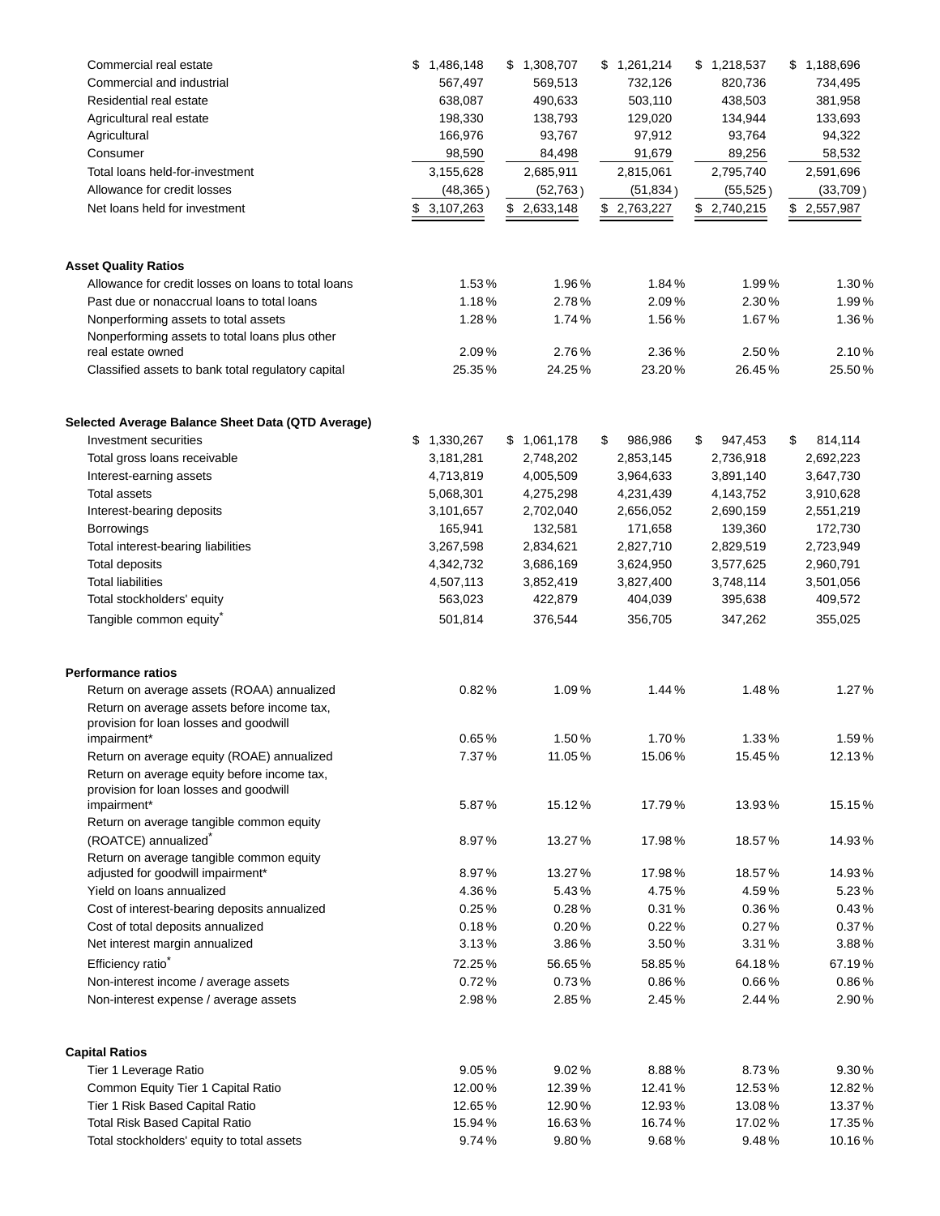| | | | | | |
|---|---|---|---|---|---|
| Commercial real estate | $ 1,486,148 | $ 1,308,707 | $ 1,261,214 | $ 1,218,537 | $ 1,188,696 |
| Commercial and industrial | 567,497 | 569,513 | 732,126 | 820,736 | 734,495 |
| Residential real estate | 638,087 | 490,633 | 503,110 | 438,503 | 381,958 |
| Agricultural real estate | 198,330 | 138,793 | 129,020 | 134,944 | 133,693 |
| Agricultural | 166,976 | 93,767 | 97,912 | 93,764 | 94,322 |
| Consumer | 98,590 | 84,498 | 91,679 | 89,256 | 58,532 |
| Total loans held-for-investment | 3,155,628 | 2,685,911 | 2,815,061 | 2,795,740 | 2,591,696 |
| Allowance for credit losses | (48,365) | (52,763) | (51,834) | (55,525) | (33,709) |
| Net loans held for investment | $ 3,107,263 | $ 2,633,148 | $ 2,763,227 | $ 2,740,215 | $ 2,557,987 |
| | | | | | |
| **Asset Quality Ratios** | | | | | |
| Allowance for credit losses on loans to total loans | 1.53% | 1.96% | 1.84% | 1.99% | 1.30% |
| Past due or nonaccrual loans to total loans | 1.18% | 2.78% | 2.09% | 2.30% | 1.99% |
| Nonperforming assets to total assets | 1.28% | 1.74% | 1.56% | 1.67% | 1.36% |
| Nonperforming assets to total loans plus other real estate owned | 2.09% | 2.76% | 2.36% | 2.50% | 2.10% |
| Classified assets to bank total regulatory capital | 25.35% | 24.25% | 23.20% | 26.45% | 25.50% |
| | | | | | |
| **Selected Average Balance Sheet Data (QTD Average)** | | | | | |
| Investment securities | $ 1,330,267 | $ 1,061,178 | $ 986,986 | $ 947,453 | $ 814,114 |
| Total gross loans receivable | 3,181,281 | 2,748,202 | 2,853,145 | 2,736,918 | 2,692,223 |
| Interest-earning assets | 4,713,819 | 4,005,509 | 3,964,633 | 3,891,140 | 3,647,730 |
| Total assets | 5,068,301 | 4,275,298 | 4,231,439 | 4,143,752 | 3,910,628 |
| Interest-bearing deposits | 3,101,657 | 2,702,040 | 2,656,052 | 2,690,159 | 2,551,219 |
| Borrowings | 165,941 | 132,581 | 171,658 | 139,360 | 172,730 |
| Total interest-bearing liabilities | 3,267,598 | 2,834,621 | 2,827,710 | 2,829,519 | 2,723,949 |
| Total deposits | 4,342,732 | 3,686,169 | 3,624,950 | 3,577,625 | 2,960,791 |
| Total liabilities | 4,507,113 | 3,852,419 | 3,827,400 | 3,748,114 | 3,501,056 |
| Total stockholders' equity | 563,023 | 422,879 | 404,039 | 395,638 | 409,572 |
| Tangible common equity* | 501,814 | 376,544 | 356,705 | 347,262 | 355,025 |
| | | | | | |
| **Performance ratios** | | | | | |
| Return on average assets (ROAA) annualized | 0.82% | 1.09% | 1.44% | 1.48% | 1.27% |
| Return on average assets before income tax, provision for loan losses and goodwill impairment* | 0.65% | 1.50% | 1.70% | 1.33% | 1.59% |
| Return on average equity (ROAE) annualized | 7.37% | 11.05% | 15.06% | 15.45% | 12.13% |
| Return on average equity before income tax, provision for loan losses and goodwill impairment* | 5.87% | 15.12% | 17.79% | 13.93% | 15.15% |
| Return on average tangible common equity (ROATCE) annualized* | 8.97% | 13.27% | 17.98% | 18.57% | 14.93% |
| Return on average tangible common equity adjusted for goodwill impairment* | 8.97% | 13.27% | 17.98% | 18.57% | 14.93% |
| Yield on loans annualized | 4.36% | 5.43% | 4.75% | 4.59% | 5.23% |
| Cost of interest-bearing deposits annualized | 0.25% | 0.28% | 0.31% | 0.36% | 0.43% |
| Cost of total deposits annualized | 0.18% | 0.20% | 0.22% | 0.27% | 0.37% |
| Net interest margin annualized | 3.13% | 3.86% | 3.50% | 3.31% | 3.88% |
| Efficiency ratio* | 72.25% | 56.65% | 58.85% | 64.18% | 67.19% |
| Non-interest income / average assets | 0.72% | 0.73% | 0.86% | 0.66% | 0.86% |
| Non-interest expense / average assets | 2.98% | 2.85% | 2.45% | 2.44% | 2.90% |
| | | | | | |
| **Capital Ratios** | | | | | |
| Tier 1 Leverage Ratio | 9.05% | 9.02% | 8.88% | 8.73% | 9.30% |
| Common Equity Tier 1 Capital Ratio | 12.00% | 12.39% | 12.41% | 12.53% | 12.82% |
| Tier 1 Risk Based Capital Ratio | 12.65% | 12.90% | 12.93% | 13.08% | 13.37% |
| Total Risk Based Capital Ratio | 15.94% | 16.63% | 16.74% | 17.02% | 17.35% |
| Total stockholders' equity to total assets | 9.74% | 9.80% | 9.68% | 9.48% | 10.16% |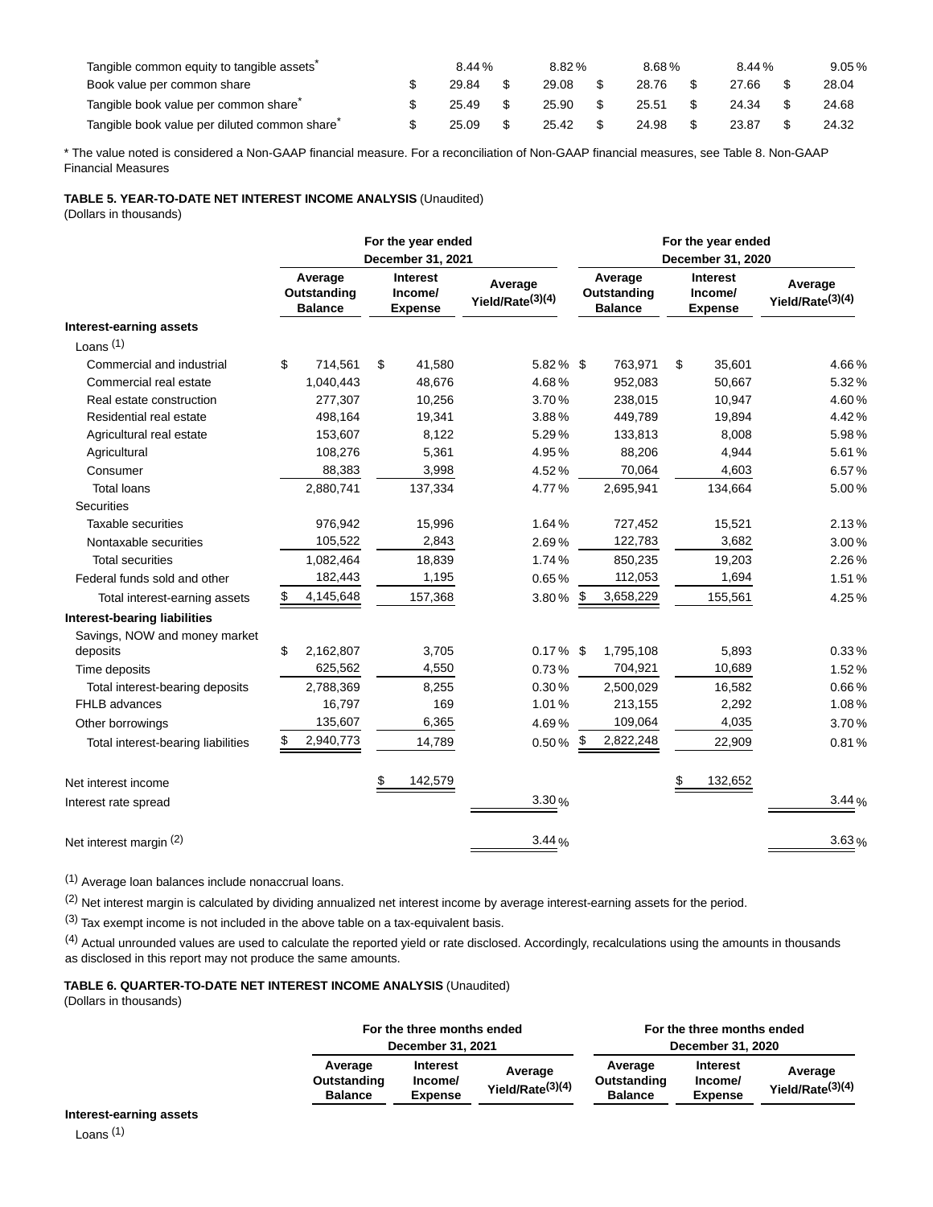| | | | | | |
|---|---|---|---|---|---|
| Tangible common equity to tangible assets* | 8.44 % | 8.82 % | 8.68 % | 8.44 % | 9.05 % |
| Book value per common share | $ 29.84 | $ 29.08 | $ 28.76 | $ 27.66 | $ 28.04 |
| Tangible book value per common share* | $ 25.49 | $ 25.90 | $ 25.51 | $ 24.34 | $ 24.68 |
| Tangible book value per diluted common share* | $ 25.09 | $ 25.42 | $ 24.98 | $ 23.87 | $ 24.32 |

* The value noted is considered a Non-GAAP financial measure. For a reconciliation of Non-GAAP financial measures, see Table 8. Non-GAAP Financial Measures

**TABLE 5. YEAR-TO-DATE NET INTEREST INCOME ANALYSIS** (Unaudited)
(Dollars in thousands)

| | For the year ended December 31, 2021 | | | For the year ended December 31, 2020 | | |
|---|---|---|---|---|---|---|
| | Average Outstanding Balance | Interest Income/ Expense | Average Yield/Rate(3)(4) | Average Outstanding Balance | Interest Income/ Expense | Average Yield/Rate(3)(4) |
| **Interest-earning assets** | | | | | | |
| Loans (1) | | | | | | |
| Commercial and industrial | $ 714,561 | $ 41,580 | 5.82 % | $ 763,971 | $ 35,601 | 4.66 % |
| Commercial real estate | 1,040,443 | 48,676 | 4.68 % | 952,083 | 50,667 | 5.32 % |
| Real estate construction | 277,307 | 10,256 | 3.70 % | 238,015 | 10,947 | 4.60 % |
| Residential real estate | 498,164 | 19,341 | 3.88 % | 449,789 | 19,894 | 4.42 % |
| Agricultural real estate | 153,607 | 8,122 | 5.29 % | 133,813 | 8,008 | 5.98 % |
| Agricultural | 108,276 | 5,361 | 4.95 % | 88,206 | 4,944 | 5.61 % |
| Consumer | 88,383 | 3,998 | 4.52 % | 70,064 | 4,603 | 6.57 % |
| Total loans | 2,880,741 | 137,334 | 4.77 % | 2,695,941 | 134,664 | 5.00 % |
| Securities | | | | | | |
| Taxable securities | 976,942 | 15,996 | 1.64 % | 727,452 | 15,521 | 2.13 % |
| Nontaxable securities | 105,522 | 2,843 | 2.69 % | 122,783 | 3,682 | 3.00 % |
| Total securities | 1,082,464 | 18,839 | 1.74 % | 850,235 | 19,203 | 2.26 % |
| Federal funds sold and other | 182,443 | 1,195 | 0.65 % | 112,053 | 1,694 | 1.51 % |
| Total interest-earning assets | $ 4,145,648 | 157,368 | 3.80 % | $ 3,658,229 | 155,561 | 4.25 % |
| **Interest-bearing liabilities** | | | | | | |
| Savings, NOW and money market deposits | $ 2,162,807 | 3,705 | 0.17 % | $ 1,795,108 | 5,893 | 0.33 % |
| Time deposits | 625,562 | 4,550 | 0.73 % | 704,921 | 10,689 | 1.52 % |
| Total interest-bearing deposits | 2,788,369 | 8,255 | 0.30 % | 2,500,029 | 16,582 | 0.66 % |
| FHLB advances | 16,797 | 169 | 1.01 % | 213,155 | 2,292 | 1.08 % |
| Other borrowings | 135,607 | 6,365 | 4.69 % | 109,064 | 4,035 | 3.70 % |
| Total interest-bearing liabilities | $ 2,940,773 | 14,789 | 0.50 % | $ 2,822,248 | 22,909 | 0.81 % |
| Net interest income | | $ 142,579 | | | $ 132,652 | |
| Interest rate spread | | | 3.30 % | | | 3.44 % |
| Net interest margin (2) | | | 3.44 % | | | 3.63 % |

(1) Average loan balances include nonaccrual loans.

(2) Net interest margin is calculated by dividing annualized net interest income by average interest-earning assets for the period.

(3) Tax exempt income is not included in the above table on a tax-equivalent basis.

(4) Actual unrounded values are used to calculate the reported yield or rate disclosed. Accordingly, recalculations using the amounts in thousands as disclosed in this report may not produce the same amounts.

**TABLE 6. QUARTER-TO-DATE NET INTEREST INCOME ANALYSIS** (Unaudited)
(Dollars in thousands)

| | For the three months ended December 31, 2021 | | | For the three months ended December 31, 2020 | | |
|---|---|---|---|---|---|---|
| | Average Outstanding Balance | Interest Income/ Expense | Average Yield/Rate(3)(4) | Average Outstanding Balance | Interest Income/ Expense | Average Yield/Rate(3)(4) |
| **Interest-earning assets** | | | | | | |
| Loans (1) | | | | | | |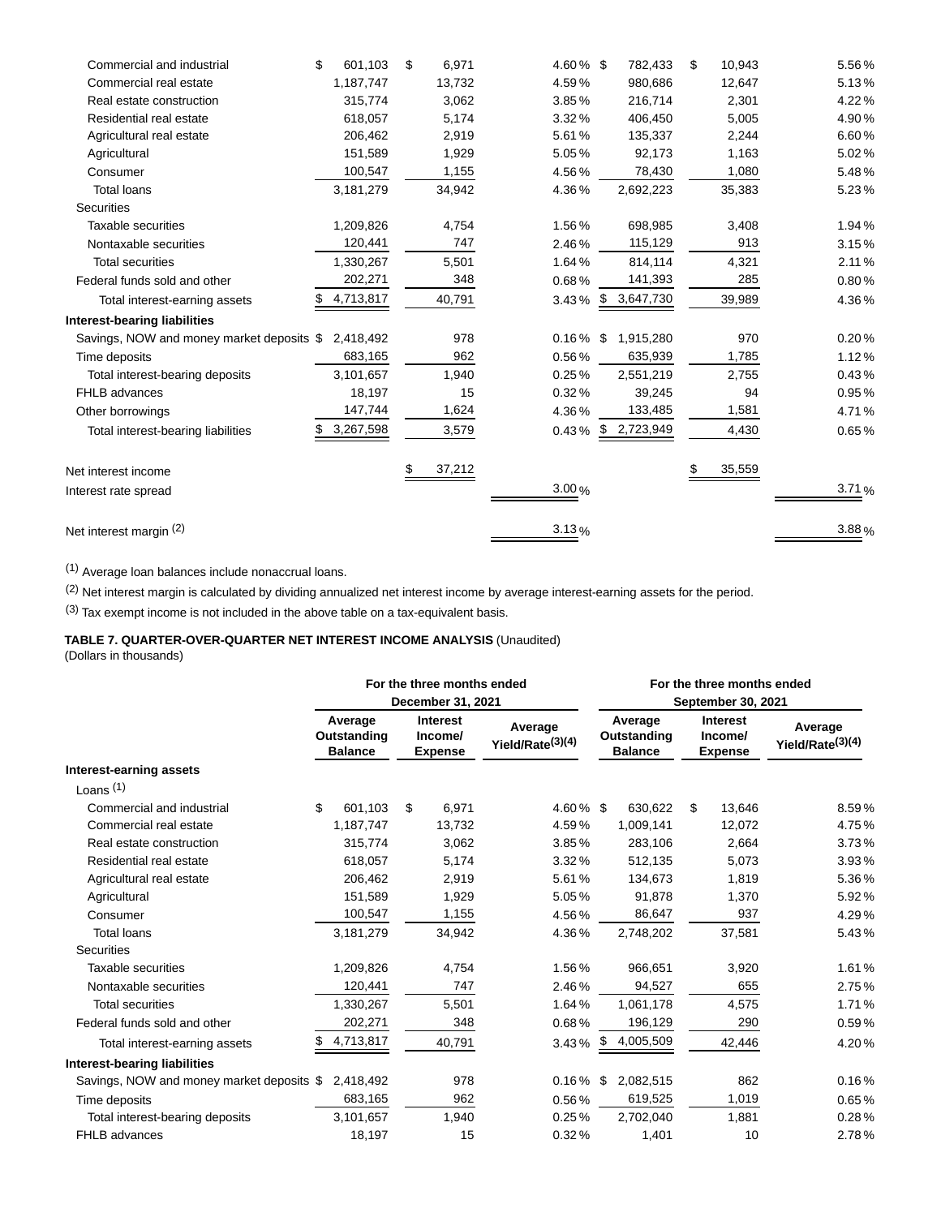| | | | | | | |
|---|---|---|---|---|---|---|
| Commercial and industrial | $ 601,103 | $ 6,971 | 4.60 % | $ 782,433 | $ 10,943 | 5.56 % |
| Commercial real estate | 1,187,747 | 13,732 | 4.59 % | 980,686 | 12,647 | 5.13 % |
| Real estate construction | 315,774 | 3,062 | 3.85 % | 216,714 | 2,301 | 4.22 % |
| Residential real estate | 618,057 | 5,174 | 3.32 % | 406,450 | 5,005 | 4.90 % |
| Agricultural real estate | 206,462 | 2,919 | 5.61 % | 135,337 | 2,244 | 6.60 % |
| Agricultural | 151,589 | 1,929 | 5.05 % | 92,173 | 1,163 | 5.02 % |
| Consumer | 100,547 | 1,155 | 4.56 % | 78,430 | 1,080 | 5.48 % |
| Total loans | 3,181,279 | 34,942 | 4.36 % | 2,692,223 | 35,383 | 5.23 % |
| Securities | | | | | | |
| Taxable securities | 1,209,826 | 4,754 | 1.56 % | 698,985 | 3,408 | 1.94 % |
| Nontaxable securities | 120,441 | 747 | 2.46 % | 115,129 | 913 | 3.15 % |
| Total securities | 1,330,267 | 5,501 | 1.64 % | 814,114 | 4,321 | 2.11 % |
| Federal funds sold and other | 202,271 | 348 | 0.68 % | 141,393 | 285 | 0.80 % |
| Total interest-earning assets | $ 4,713,817 | 40,791 | 3.43 % | $ 3,647,730 | 39,989 | 4.36 % |
| **Interest-bearing liabilities** | | | | | | |
| Savings, NOW and money market deposits | $ 2,418,492 | 978 | 0.16 % | $ 1,915,280 | 970 | 0.20 % |
| Time deposits | 683,165 | 962 | 0.56 % | 635,939 | 1,785 | 1.12 % |
| Total interest-bearing deposits | 3,101,657 | 1,940 | 0.25 % | 2,551,219 | 2,755 | 0.43 % |
| FHLB advances | 18,197 | 15 | 0.32 % | 39,245 | 94 | 0.95 % |
| Other borrowings | 147,744 | 1,624 | 4.36 % | 133,485 | 1,581 | 4.71 % |
| Total interest-bearing liabilities | $ 3,267,598 | 3,579 | 0.43 % | $ 2,723,949 | 4,430 | 0.65 % |
| | | | | | | |
| Net interest income | | $ 37,212 | | | $ 35,559 | |
| Interest rate spread | | | 3.00 % | | | 3.71 % |
| | | | | | | |
| Net interest margin [(2)] | | | 3.13 % | | | 3.88 % |

[(1)] Average loan balances include nonaccrual loans.

[(2)] Net interest margin is calculated by dividing annualized net interest income by average interest-earning assets for the period.

[(3)] Tax exempt income is not included in the above table on a tax-equivalent basis.

**TABLE 7. QUARTER-OVER-QUARTER NET INTEREST INCOME ANALYSIS** (Unaudited)
(Dollars in thousands)

| | For the three months ended December 31, 2021 | | | For the three months ended September 30, 2021 | | |
|---|---|---|---|---|---|---|
| | Average Outstanding Balance | Interest Income/ Expense | Average Yield/Rate[(3)(4)] | Average Outstanding Balance | Interest Income/ Expense | Average Yield/Rate[(3)(4)] |
| **Interest-earning assets** | | | | | | |
| Loans [(1)] | | | | | | |
| Commercial and industrial | $ 601,103 | $ 6,971 | 4.60 % | $ 630,622 | $ 13,646 | 8.59 % |
| Commercial real estate | 1,187,747 | 13,732 | 4.59 % | 1,009,141 | 12,072 | 4.75 % |
| Real estate construction | 315,774 | 3,062 | 3.85 % | 283,106 | 2,664 | 3.73 % |
| Residential real estate | 618,057 | 5,174 | 3.32 % | 512,135 | 5,073 | 3.93 % |
| Agricultural real estate | 206,462 | 2,919 | 5.61 % | 134,673 | 1,819 | 5.36 % |
| Agricultural | 151,589 | 1,929 | 5.05 % | 91,878 | 1,370 | 5.92 % |
| Consumer | 100,547 | 1,155 | 4.56 % | 86,647 | 937 | 4.29 % |
| Total loans | 3,181,279 | 34,942 | 4.36 % | 2,748,202 | 37,581 | 5.43 % |
| Securities | | | | | | |
| Taxable securities | 1,209,826 | 4,754 | 1.56 % | 966,651 | 3,920 | 1.61 % |
| Nontaxable securities | 120,441 | 747 | 2.46 % | 94,527 | 655 | 2.75 % |
| Total securities | 1,330,267 | 5,501 | 1.64 % | 1,061,178 | 4,575 | 1.71 % |
| Federal funds sold and other | 202,271 | 348 | 0.68 % | 196,129 | 290 | 0.59 % |
| Total interest-earning assets | $ 4,713,817 | 40,791 | 3.43 % | $ 4,005,509 | 42,446 | 4.20 % |
| **Interest-bearing liabilities** | | | | | | |
| Savings, NOW and money market deposits | $ 2,418,492 | 978 | 0.16 % | $ 2,082,515 | 862 | 0.16 % |
| Time deposits | 683,165 | 962 | 0.56 % | 619,525 | 1,019 | 0.65 % |
| Total interest-bearing deposits | 3,101,657 | 1,940 | 0.25 % | 2,702,040 | 1,881 | 0.28 % |
| FHLB advances | 18,197 | 15 | 0.32 % | 1,401 | 10 | 2.78 % |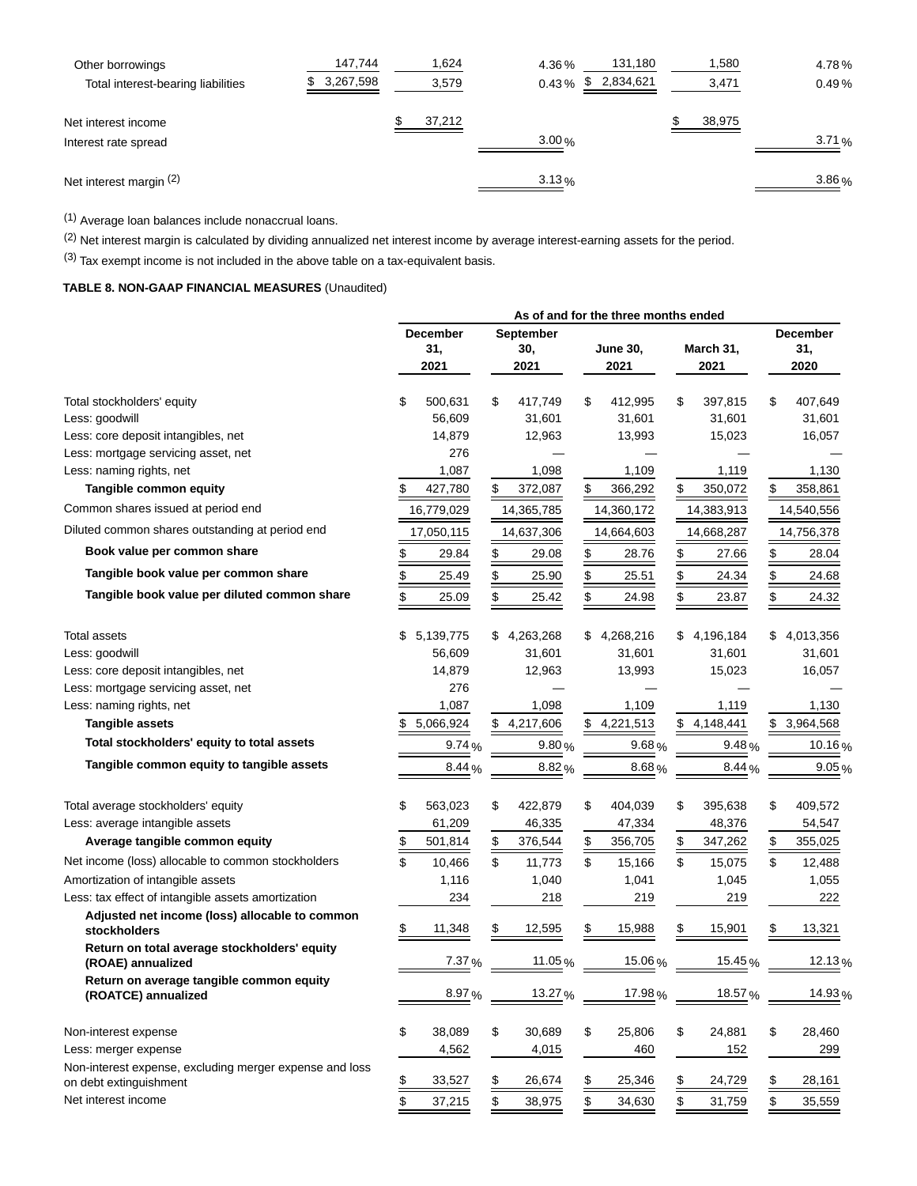| | | | | | | |
|---|---|---|---|---|---|---|
| Other borrowings | 147,744 | 1,624 | 4.36 % | 131,180 | 1,580 | 4.78 % |
| Total interest-bearing liabilities | $ 3,267,598 | 3,579 | 0.43 % | $ 2,834,621 | 3,471 | 0.49 % |
| Net interest income | | $ 37,212 | | | $ 38,975 | |
| Interest rate spread | | | 3.00 % | | | 3.71 % |
| Net interest margin [(2)] | | | 3.13 % | | | 3.86 % |

[(1)] Average loan balances include nonaccrual loans.

[(2)] Net interest margin is calculated by dividing annualized net interest income by average interest-earning assets for the period.

[(3)] Tax exempt income is not included in the above table on a tax-equivalent basis.

**TABLE 8. NON-GAAP FINANCIAL MEASURES** (Unaudited)

| | As of and for the three months ended | | | | |
|---|---|---|---|---|---|
| | **December 31, 2021** | **September 30, 2021** | **June 30, 2021** | **March 31, 2021** | **December 31, 2020** |
| Total stockholders' equity | $ 500,631 | $ 417,749 | $ 412,995 | $ 397,815 | $ 407,649 |
| Less: goodwill | 56,609 | 31,601 | 31,601 | 31,601 | 31,601 |
| Less: core deposit intangibles, net | 14,879 | 12,963 | 13,993 | 15,023 | 16,057 |
| Less: mortgage servicing asset, net | 276 | — | — | — | — |
| Less: naming rights, net | 1,087 | 1,098 | 1,109 | 1,119 | 1,130 |
| **Tangible common equity** | $ 427,780 | $ 372,087 | $ 366,292 | $ 350,072 | $ 358,861 |
| Common shares issued at period end | 16,779,029 | 14,365,785 | 14,360,172 | 14,383,913 | 14,540,556 |
| Diluted common shares outstanding at period end | 17,050,115 | 14,637,306 | 14,664,603 | 14,668,287 | 14,756,378 |
| **Book value per common share** | $ 29.84 | $ 29.08 | $ 28.76 | $ 27.66 | $ 28.04 |
| **Tangible book value per common share** | $ 25.49 | $ 25.90 | $ 25.51 | $ 24.34 | $ 24.68 |
| **Tangible book value per diluted common share** | $ 25.09 | $ 25.42 | $ 24.98 | $ 23.87 | $ 24.32 |
| Total assets | $ 5,139,775 | $ 4,263,268 | $ 4,268,216 | $ 4,196,184 | $ 4,013,356 |
| Less: goodwill | 56,609 | 31,601 | 31,601 | 31,601 | 31,601 |
| Less: core deposit intangibles, net | 14,879 | 12,963 | 13,993 | 15,023 | 16,057 |
| Less: mortgage servicing asset, net | 276 | — | — | — | — |
| Less: naming rights, net | 1,087 | 1,098 | 1,109 | 1,119 | 1,130 |
| **Tangible assets** | $ 5,066,924 | $ 4,217,606 | $ 4,221,513 | $ 4,148,441 | $ 3,964,568 |
| **Total stockholders' equity to total assets** | 9.74 % | 9.80 % | 9.68 % | 9.48 % | 10.16 % |
| **Tangible common equity to tangible assets** | 8.44 % | 8.82 % | 8.68 % | 8.44 % | 9.05 % |
| Total average stockholders' equity | $ 563,023 | $ 422,879 | $ 404,039 | $ 395,638 | $ 409,572 |
| Less: average intangible assets | 61,209 | 46,335 | 47,334 | 48,376 | 54,547 |
| **Average tangible common equity** | $ 501,814 | $ 376,544 | $ 356,705 | $ 347,262 | $ 355,025 |
| Net income (loss) allocable to common stockholders | $ 10,466 | $ 11,773 | $ 15,166 | $ 15,075 | $ 12,488 |
| Amortization of intangible assets | 1,116 | 1,040 | 1,041 | 1,045 | 1,055 |
| Less: tax effect of intangible assets amortization | 234 | 218 | 219 | 219 | 222 |
| **Adjusted net income (loss) allocable to common stockholders** | $ 11,348 | $ 12,595 | $ 15,988 | $ 15,901 | $ 13,321 |
| **Return on total average stockholders' equity (ROAE) annualized** | 7.37 % | 11.05 % | 15.06 % | 15.45 % | 12.13 % |
| **Return on average tangible common equity (ROATCE) annualized** | 8.97 % | 13.27 % | 17.98 % | 18.57 % | 14.93 % |
| Non-interest expense | $ 38,089 | $ 30,689 | $ 25,806 | $ 24,881 | $ 28,460 |
| Less: merger expense | 4,562 | 4,015 | 460 | 152 | 299 |
| Non-interest expense, excluding merger expense and loss on debt extinguishment | $ 33,527 | $ 26,674 | $ 25,346 | $ 24,729 | $ 28,161 |
| Net interest income | $ 37,215 | $ 38,975 | $ 34,630 | $ 31,759 | $ 35,559 |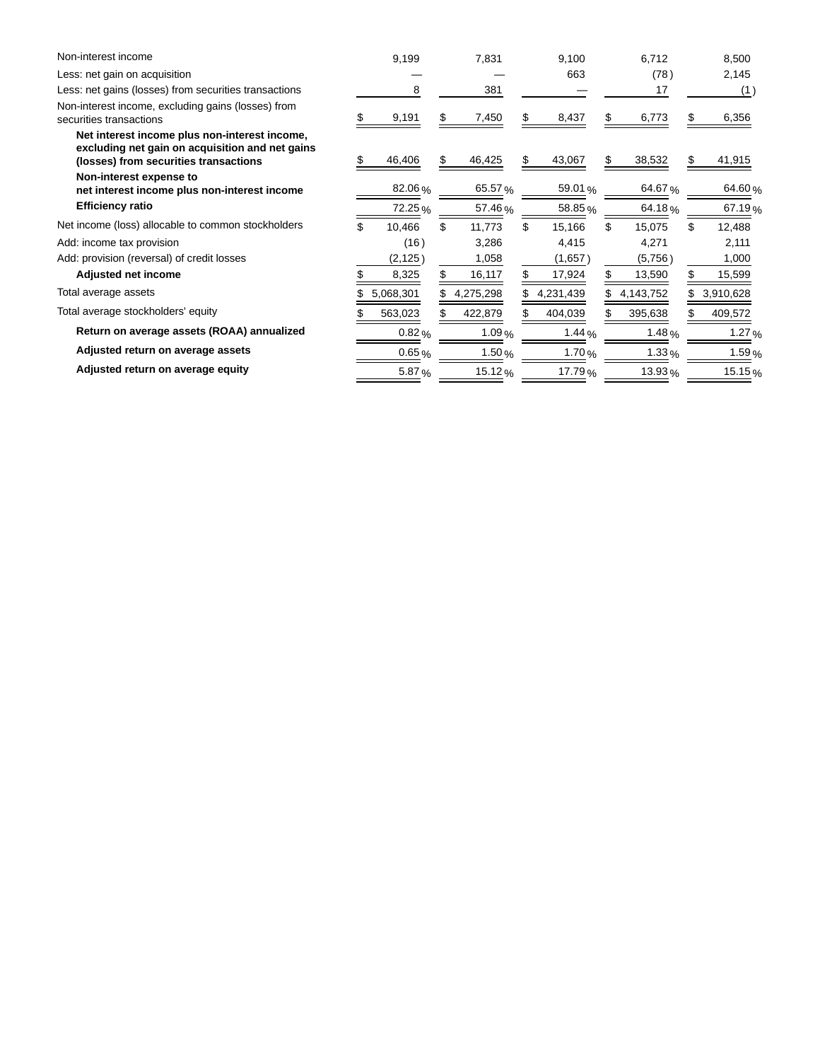| | | | | | |
|---|---|---|---|---|---|
| Non-interest income | 9,199 | 7,831 | 9,100 | 6,712 | 8,500 |
| Less: net gain on acquisition | — | — | 663 | (78) | 2,145 |
| Less: net gains (losses) from securities transactions | 8 | 381 | — | 17 | (1) |
| Non-interest income, excluding gains (losses) from securities transactions | $ 9,191 | $ 7,450 | $ 8,437 | $ 6,773 | $ 6,356 |
| **Net interest income plus non-interest income, excluding net gain on acquisition and net gains (losses) from securities transactions** | $ 46,406 | $ 46,425 | $ 43,067 | $ 38,532 | $ 41,915 |
| **Non-interest expense to net interest income plus non-interest income** | 82.06 % | 65.57 % | 59.01 % | 64.67 % | 64.60 % |
| **Efficiency ratio** | 72.25 % | 57.46 % | 58.85 % | 64.18 % | 67.19 % |
| Net income (loss) allocable to common stockholders | $ 10,466 | $ 11,773 | $ 15,166 | $ 15,075 | $ 12,488 |
| Add: income tax provision | (16) | 3,286 | 4,415 | 4,271 | 2,111 |
| Add: provision (reversal) of credit losses | (2,125) | 1,058 | (1,657) | (5,756) | 1,000 |
| **Adjusted net income** | $ 8,325 | $ 16,117 | $ 17,924 | $ 13,590 | $ 15,599 |
| Total average assets | $ 5,068,301 | $ 4,275,298 | $ 4,231,439 | $ 4,143,752 | $ 3,910,628 |
| Total average stockholders' equity | $ 563,023 | $ 422,879 | $ 404,039 | $ 395,638 | $ 409,572 |
| **Return on average assets (ROAA) annualized** | 0.82 % | 1.09 % | 1.44 % | 1.48 % | 1.27 % |
| **Adjusted return on average assets** | 0.65 % | 1.50 % | 1.70 % | 1.33 % | 1.59 % |
| **Adjusted return on average equity** | 5.87 % | 15.12 % | 17.79 % | 13.93 % | 15.15 % |